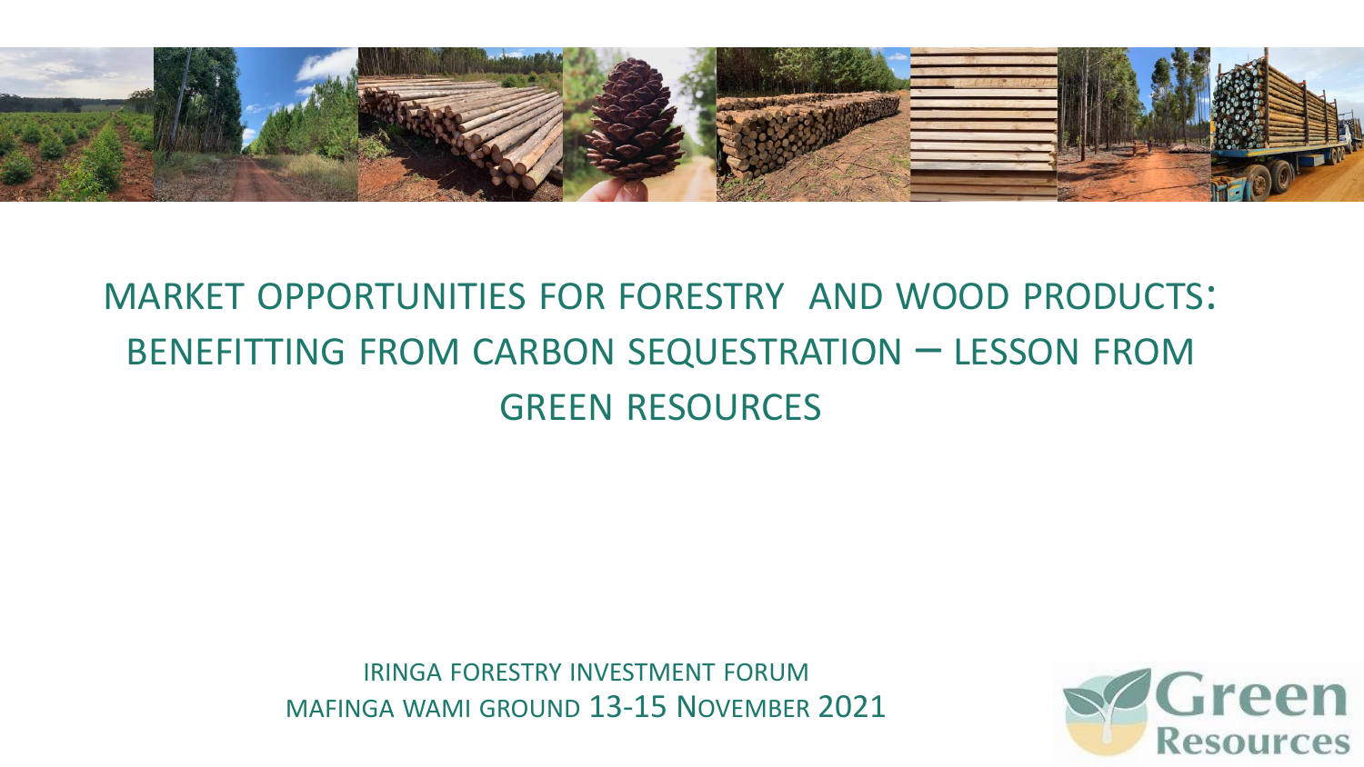# MARKET OPPORTUNITIES FOR FORESTRY AND WOOD PRODUCTS: BENEFITTING FROM CARBON SEQUESTRATION – LESSON FROM GREEN RESOURCES

IRINGA FORESTRY INVESTMENT FORUM
MAFINGA WAMI GROUND 13-15 NOVEMBER 2021

Green Resources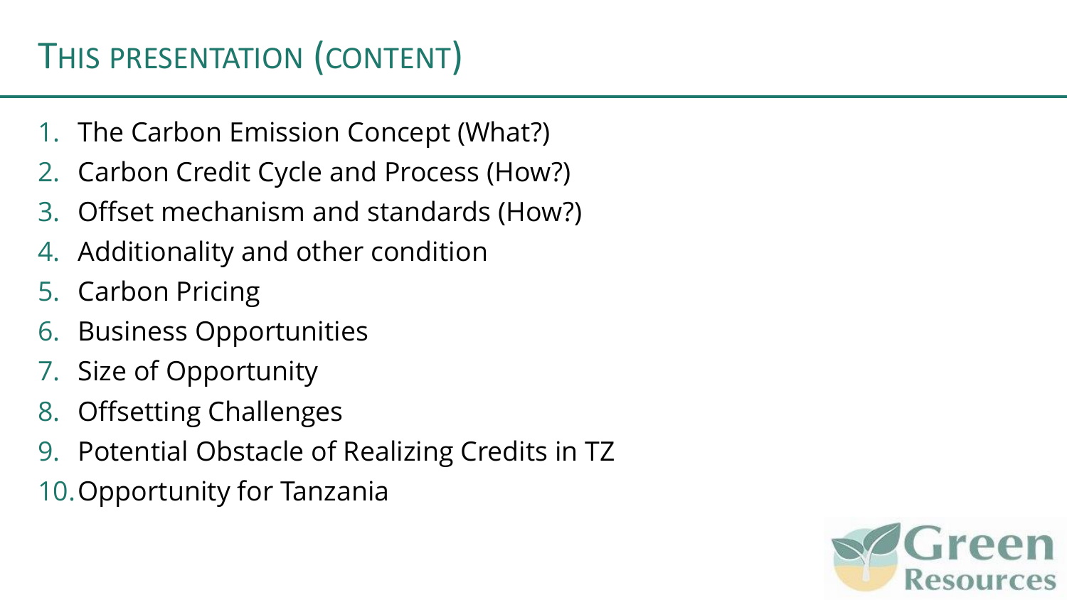# This presentation (content)

1. The Carbon Emission Concept (What?)
2. Carbon Credit Cycle and Process (How?)
3. Offset mechanism and standards (How?)
4. Additionality and other condition
5. Carbon Pricing
6. Business Opportunities
7. Size of Opportunity
8. Offsetting Challenges
9. Potential Obstacle of Realizing Credits in TZ
10. Opportunity for Tanzania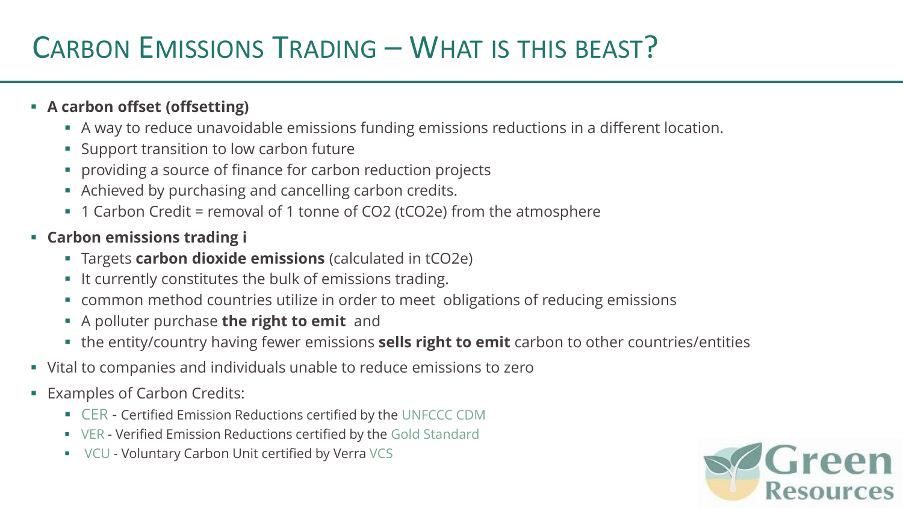# Carbon Emissions Trading – What is this beast?

- **A carbon offset (offsetting)**
  - A way to reduce unavoidable emissions funding emissions reductions in a different location.
  - Support transition to low carbon future
  - providing a source of finance for carbon reduction projects
  - Achieved by purchasing and cancelling carbon credits.
  - 1 Carbon Credit = removal of 1 tonne of $CO_2$ ($tCO_2e$) from the atmosphere
- **Carbon emissions trading i**
  - Targets **carbon dioxide emissions** (calculated in $tCO_2e$)
  - It currently constitutes the bulk of emissions trading.
  - common method countries utilize in order to meet obligations of reducing emissions
  - A polluter purchase **the right to emit** and
  - the entity/country having fewer emissions **sells right to emit** carbon to other countries/entities
- Vital to companies and individuals unable to reduce emissions to zero
- Examples of Carbon Credits:
  - CER - Certified Emission Reductions certified by the UNFCCC CDM
  - VER - Verified Emission Reductions certified by the Gold Standard
  - VCU - Voluntary Carbon Unit certified by Verra VCS

Green Resources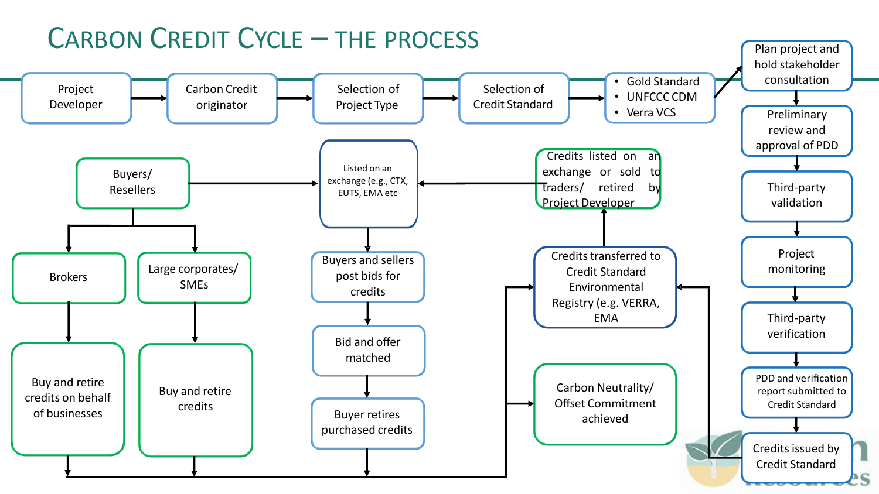# Carbon Credit Cycle – the process

Project Developer → Carbon Credit originator → Selection of Project Type → Selection of Credit Standard →

- Gold Standard
- UNFCCC CDM
- Verra VCS

→ Plan project and hold stakeholder consultation → Preliminary review and approval of PDD → Third-party validation → Project monitoring → Third-party verification → PDD and verification report submitted to Credit Standard → Credits issued by Credit Standard → Credits transferred to Credit Standard Environmental Registry (e.g. VERRA, EMA → Credits listed on an exchange or sold to traders/ retired by Project Developer → Listed on an exchange (e.g., CTX, EUTS, EMA etc

Buyers/ Resellers → Listed on an exchange (e.g., CTX, EUTS, EMA etc

Buyers/ Resellers → Brokers → Buy and retire credits on behalf of businesses

Buyers/ Resellers → Large corporates/ SMEs → Buy and retire credits

Listed on an exchange (e.g., CTX, EUTS, EMA etc → Buyers and sellers post bids for credits → Bid and offer matched → Buyer retires purchased credits

Buy and retire credits on behalf of businesses / Buy and retire credits / Buyer retires purchased credits → Credits transferred to Credit Standard Environmental Registry (e.g. VERRA, EMA; Carbon Neutrality/ Offset Commitment achieved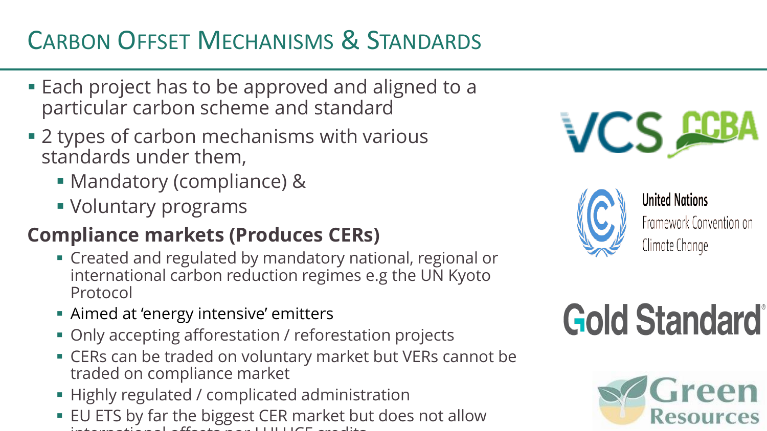# Carbon Offset Mechanisms & Standards

- Each project has to be approved and aligned to a particular carbon scheme and standard
- 2 types of carbon mechanisms with various standards under them,
  - Mandatory (compliance) &
  - Voluntary programs

**Compliance markets (Produces CERs)**

- Created and regulated by mandatory national, regional or international carbon reduction regimes e.g the UN Kyoto Protocol
- Aimed at 'energy intensive' emitters
- Only accepting afforestation / reforestation projects
- CERs can be traded on voluntary market but VERs cannot be traded on compliance market
- Highly regulated / complicated administration
- EU ETS by far the biggest CER market but does not allow international offsets nor LULUCF credits

VCS CCBA

United Nations Framework Convention on Climate Change

Gold Standard

Green Resources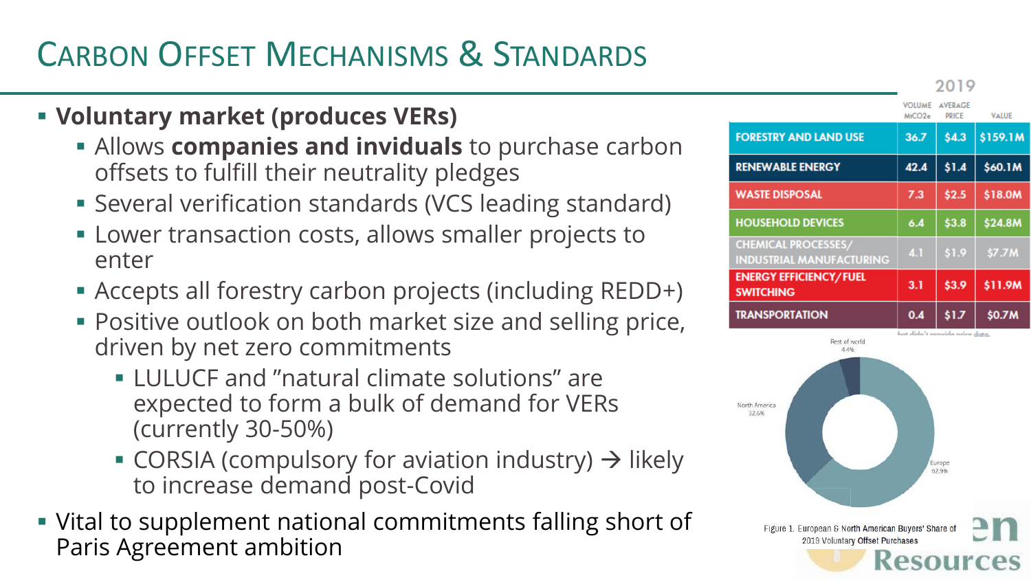# Carbon Offset Mechanisms & Standards

- **Voluntary market (produces VERs)**
  - Allows **companies and inviduals** to purchase carbon offsets to fulfill their neutrality pledges
  - Several verification standards (VCS leading standard)
  - Lower transaction costs, allows smaller projects to enter
  - Accepts all forestry carbon projects (including REDD+)
  - Positive outlook on both market size and selling price, driven by net zero commitments
    - LULUCF and "natural climate solutions" are expected to form a bulk of demand for VERs (currently 30-50%)
    - CORSIA (compulsory for aviation industry) → likely to increase demand post-Covid
- Vital to supplement national commitments falling short of Paris Agreement ambition

2019

| | VOLUME $MtCO_2e$ | AVERAGE PRICE | VALUE |
|---|---|---|---|
| FORESTRY AND LAND USE | 36.7 | \$4.3 | \$159.1M |
| RENEWABLE ENERGY | 42.4 | \$1.4 | \$60.1M |
| WASTE DISPOSAL | 7.3 | \$2.5 | \$18.0M |
| HOUSEHOLD DEVICES | 6.4 | \$3.8 | \$24.8M |
| CHEMICAL PROCESSES/ INDUSTRIAL MANUFACTURING | 4.1 | \$1.9 | \$7.7M |
| ENERGY EFFICIENCY/FUEL SWITCHING | 3.1 | \$3.9 | \$11.9M |
| TRANSPORTATION | 0.4 | \$1.7 | \$0.7M |

Rest of world 4.4%
North America 32.6%
Europe 62.9%

Figure 1. European & North American Buyers' Share of 2019 Voluntary Offset Purchases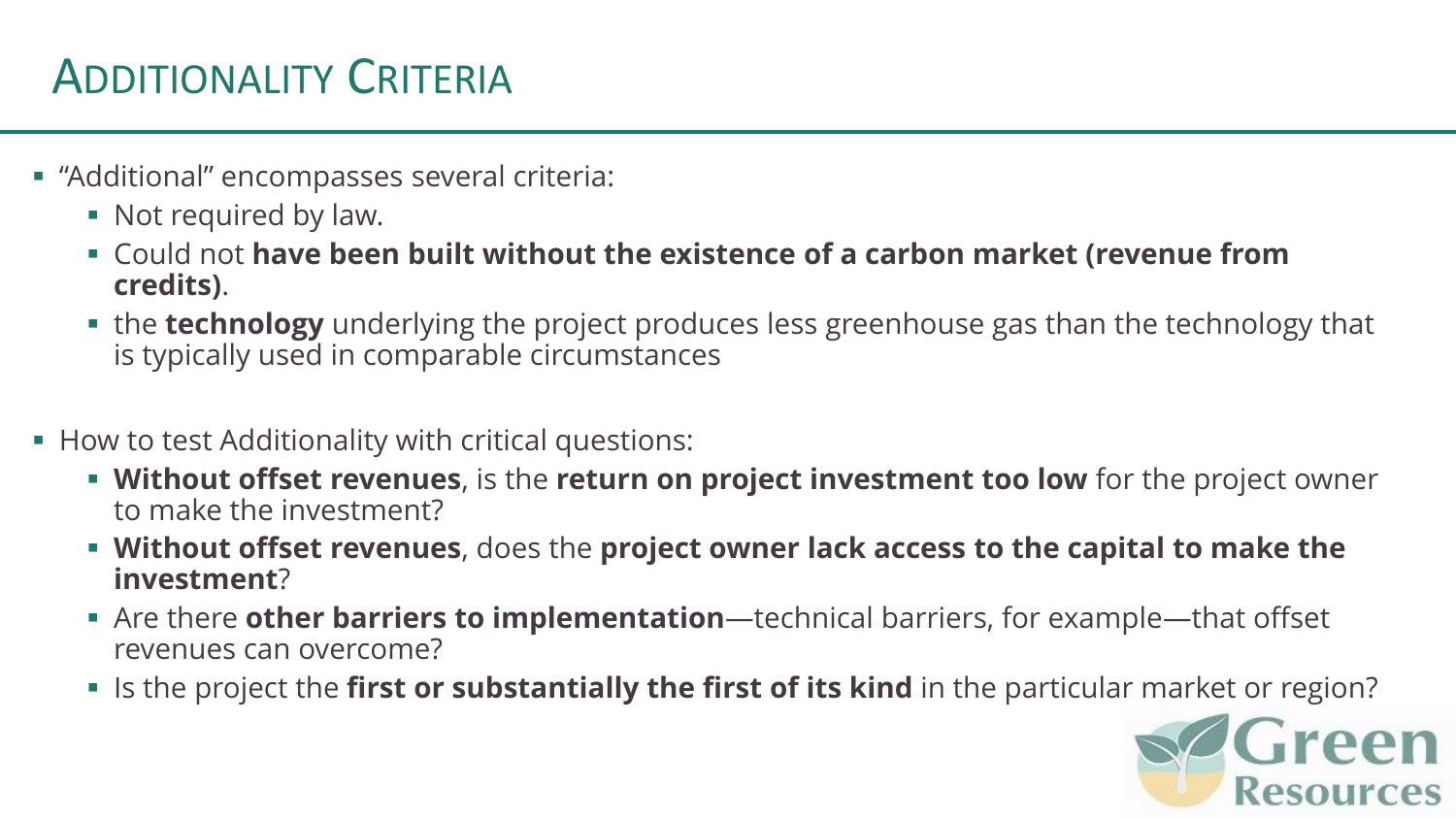# Additionality Criteria

- "Additional" encompasses several criteria:
  - Not required by law.
  - Could not **have been built without the existence of a carbon market (revenue from credits)**.
  - the **technology** underlying the project produces less greenhouse gas than the technology that is typically used in comparable circumstances
- How to test Additionality with critical questions:
  - **Without offset revenues**, is the **return on project investment too low** for the project owner to make the investment?
  - **Without offset revenues**, does the **project owner lack access to the capital to make the investment**?
  - Are there **other barriers to implementation**—technical barriers, for example—that offset revenues can overcome?
  - Is the project the **first or substantially the first of its kind** in the particular market or region?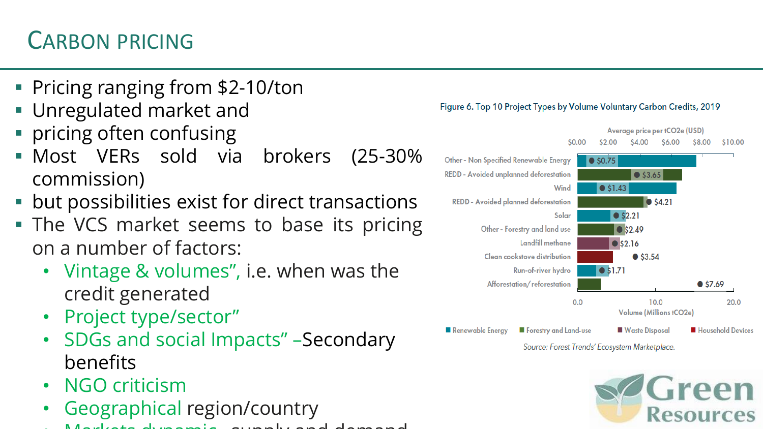# CARBON PRICING

- Pricing ranging from $2-10/ton
- Unregulated market and
- pricing often confusing
- Most VERs sold via brokers (25-30% commission)
- but possibilities exist for direct transactions
- The VCS market seems to base its pricing on a number of factors:
  - Vintage & volumes", i.e. when was the credit generated
  - Project type/sector"
  - SDGs and social Impacts" –Secondary benefits
  - NGO criticism
  - Geographical region/country
  - Markets dynamic - supply and demand

Figure 6. Top 10 Project Types by Volume Voluntary Carbon Credits, 2019

| Project type | Sector | Average price per tCO2e (USD) |
|---|---|---|
| Other - Non Specified Renewable Energy | Renewable Energy | $0.75 |
| REDD - Avoided unplanned deforestation | Forestry and Land-use | $3.65 |
| Wind | Renewable Energy | $1.43 |
| REDD - Avoided planned deforestation | Forestry and Land-use | $4.21 |
| Solar | Renewable Energy | $2.21 |
| Other - Forestry and land use | Forestry and Land-use | $2.49 |
| Landfill methane | Waste Disposal | $2.16 |
| Clean cookstove distribution | Household Devices | $3.54 |
| Run-of-river hydro | Renewable Energy | $1.71 |
| Afforestation/ reforestation | Forestry and Land-use | $7.69 |

Volume (Millions tCO2e)

Source: Forest Trends' Ecosystem Marketplace.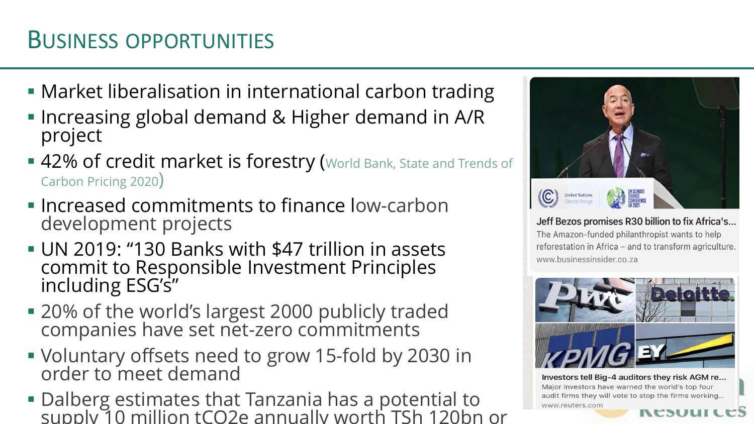# Business opportunities

- Market liberalisation in international carbon trading
- Increasing global demand & Higher demand in A/R project
- 42% of credit market is forestry (World Bank, State and Trends of Carbon Pricing 2020)
- Increased commitments to finance low-carbon development projects
- UN 2019: "130 Banks with $47 trillion in assets commit to Responsible Investment Principles including ESG's"
- 20% of the world's largest 2000 publicly traded companies have set net-zero commitments
- Voluntary offsets need to grow 15-fold by 2030 in order to meet demand
- Dalberg estimates that Tanzania has a potential to supply 10 million $tCO_2e$ annually worth TSh 120bn or

**Jeff Bezos promises R30 billion to fix Africa's...**
The Amazon-funded philanthropist wants to help reforestation in Africa – and to transform agriculture.
www.businessinsider.co.za

**Investors tell Big-4 auditors they risk AGM re...**
Major investors have warned the world's top four audit firms they will vote to stop the firms working...
www.reuters.com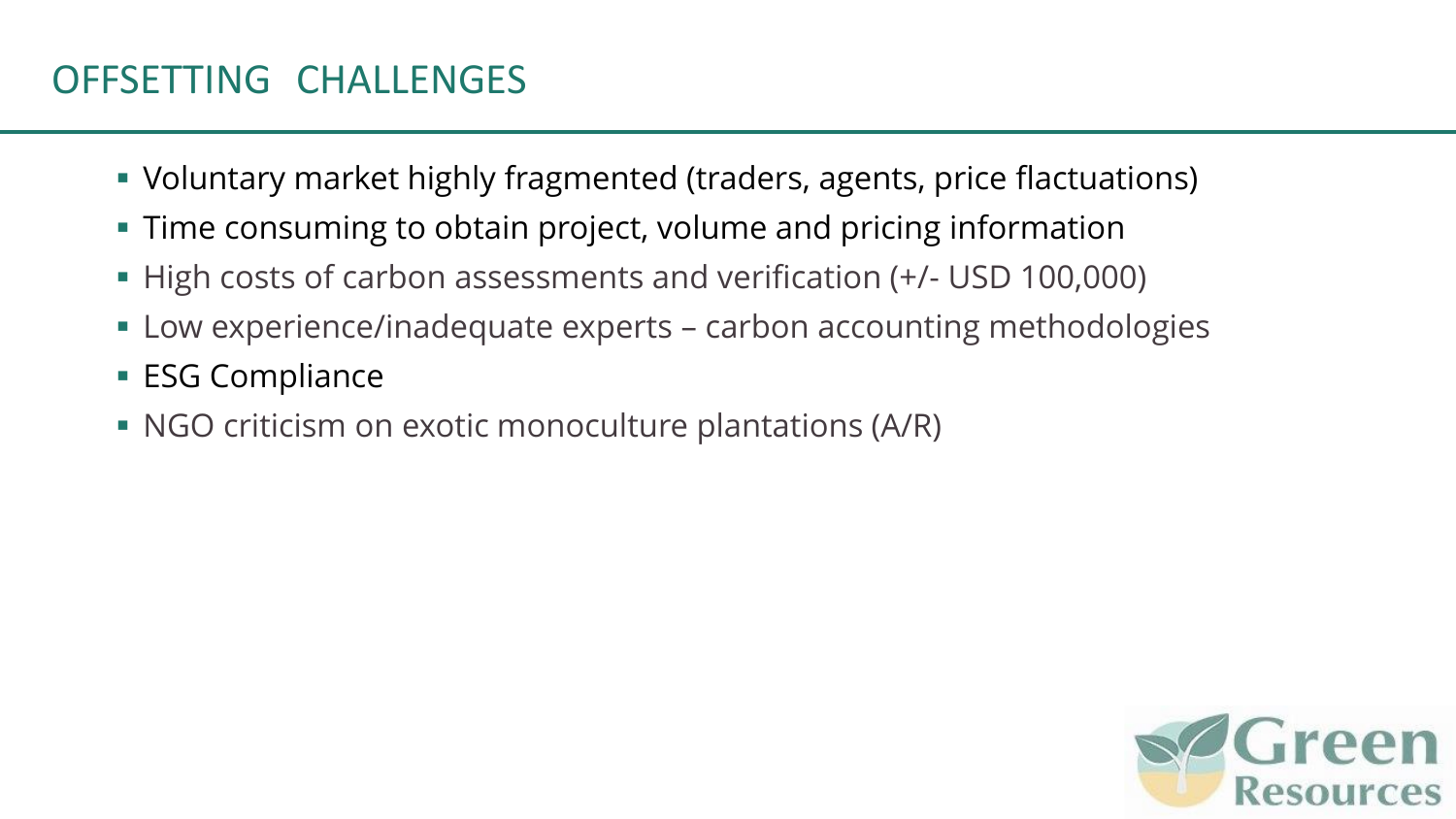# OFFSETTING CHALLENGES

- Voluntary market highly fragmented (traders, agents, price flactuations)
- Time consuming to obtain project, volume and pricing information
- High costs of carbon assessments and verification (+/- USD 100,000)
- Low experience/inadequate experts – carbon accounting methodologies
- ESG Compliance
- NGO criticism on exotic monoculture plantations (A/R)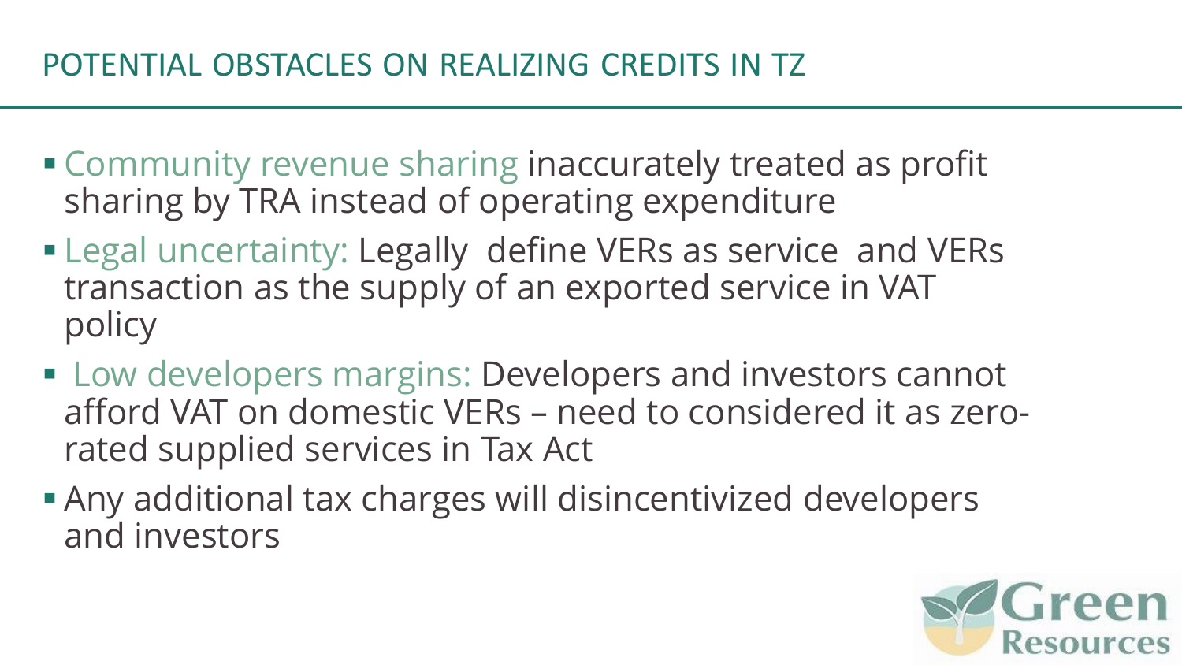# POTENTIAL OBSTACLES ON REALIZING CREDITS IN TZ

- Community revenue sharing inaccurately treated as profit sharing by TRA instead of operating expenditure
- Legal uncertainty: Legally define VERs as service and VERs transaction as the supply of an exported service in VAT policy
- Low developers margins: Developers and investors cannot afford VAT on domestic VERs – need to considered it as zero-rated supplied services in Tax Act
- Any additional tax charges will disincentivized developers and investors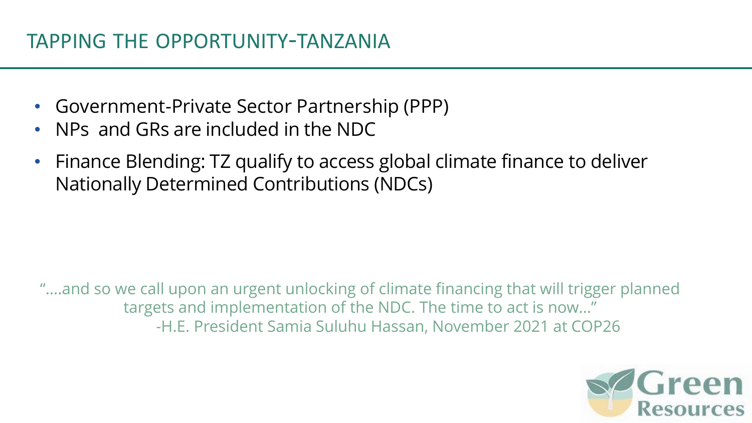## TAPPING THE OPPORTUNITY-TANZANIA

- Government-Private Sector Partnership (PPP)
- NPs and GRs are included in the NDC
- Finance Blending: TZ qualify to access global climate finance to deliver Nationally Determined Contributions (NDCs)

"....and so we call upon an urgent unlocking of climate financing that will trigger planned targets and implementation of the NDC. The time to act is now..."
-H.E. President Samia Suluhu Hassan, November 2021 at COP26

Green Resources